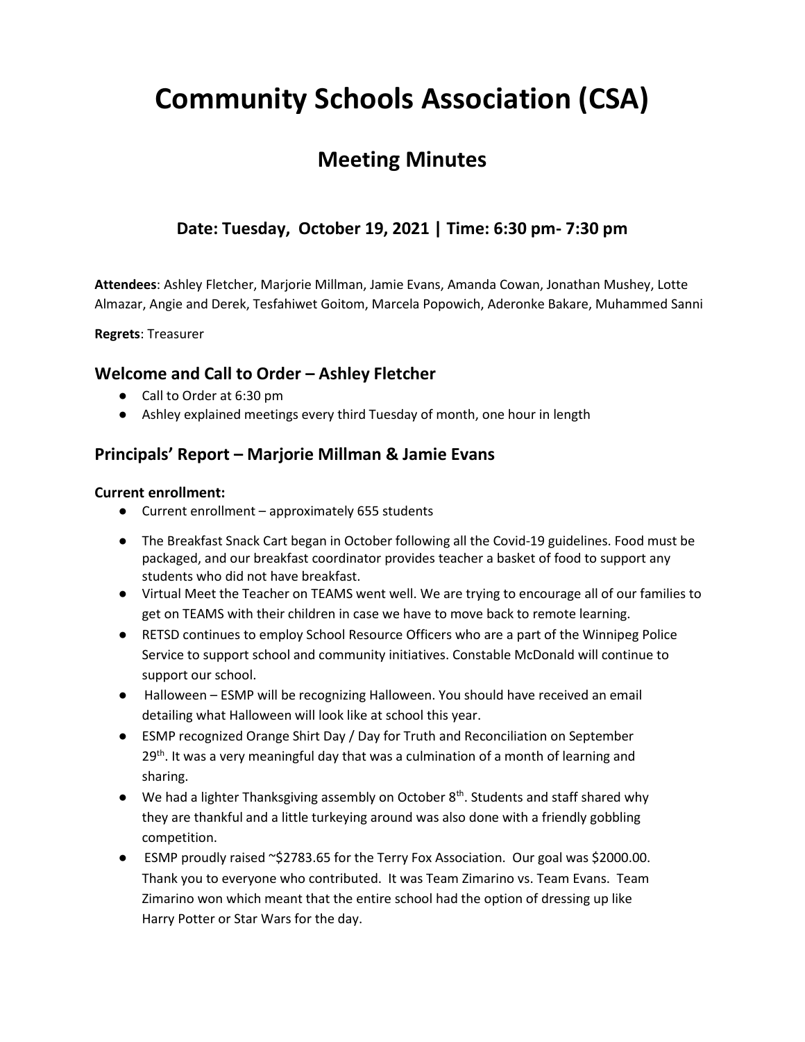# Community Schools Association (CSA)

## Meeting Minutes

### Date: Tuesday, October 19, 2021 | Time: 6:30 pm- 7:30 pm

**Attendees**: Ashley Fletcher, Marjorie Millman, Jamie Evans, Amanda Cowan, Jonathan Mushey, Lotte Almazar, Angie and Derek, Tesfahiwet Goitom, Marcela Popowich, Aderonke Bakare, Muhammed Sanni

**Regrets**: Treasurer

## Welcome and Call to Order – Ashley Fletcher

- Call to Order at 6:30 pm
- Ashley explained meetings every third Tuesday of month, one hour in length

## Principals' Report – Marjorie Millman & Jamie Evans

**Current enrollment:**

- Current enrollment – approximately 655 students
- The Breakfast Snack Cart began in October following all the Covid-19 guidelines. Food must be packaged, and our breakfast coordinator provides teacher a basket of food to support any students who did not have breakfast.
- Virtual Meet the Teacher on TEAMS went well. We are trying to encourage all of our families to get on TEAMS with their children in case we have to move back to remote learning.
- RETSD continues to employ School Resource Officers who are a part of the Winnipeg Police Service to support school and community initiatives. Constable McDonald will continue to support our school.
- Halloween – ESMP will be recognizing Halloween. You should have received an email detailing what Halloween will look like at school this year.
- ESMP recognized Orange Shirt Day / Day for Truth and Reconciliation on September 29th. It was a very meaningful day that was a culmination of a month of learning and sharing.
- We had a lighter Thanksgiving assembly on October 8th. Students and staff shared why they are thankful and a little turkeying around was also done with a friendly gobbling competition.
- ESMP proudly raised ~$2783.65 for the Terry Fox Association. Our goal was $2000.00. Thank you to everyone who contributed. It was Team Zimarino vs. Team Evans. Team Zimarino won which meant that the entire school had the option of dressing up like Harry Potter or Star Wars for the day.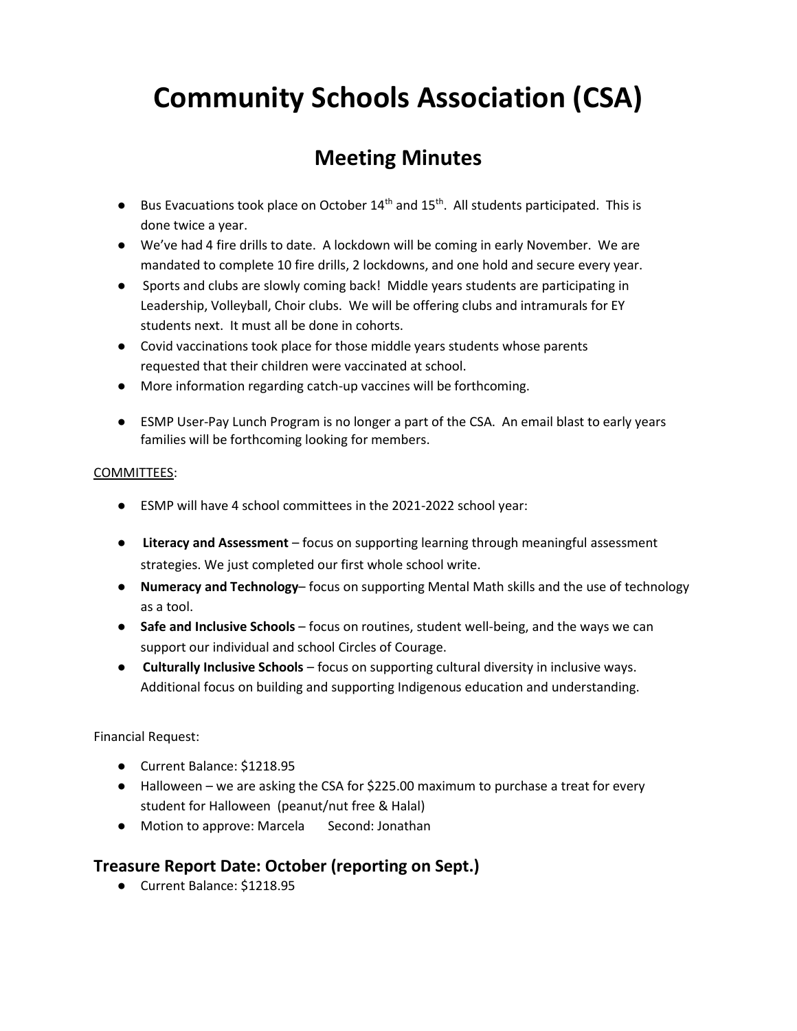# Community Schools Association (CSA)

## Meeting Minutes

- Bus Evacuations took place on October 14th and 15th. All students participated. This is done twice a year.
- We've had 4 fire drills to date. A lockdown will be coming in early November. We are mandated to complete 10 fire drills, 2 lockdowns, and one hold and secure every year.
- Sports and clubs are slowly coming back! Middle years students are participating in Leadership, Volleyball, Choir clubs. We will be offering clubs and intramurals for EY students next. It must all be done in cohorts.
- Covid vaccinations took place for those middle years students whose parents requested that their children were vaccinated at school.
- More information regarding catch-up vaccines will be forthcoming.
- ESMP User-Pay Lunch Program is no longer a part of the CSA. An email blast to early years families will be forthcoming looking for members.

COMMITTEES:

- ESMP will have 4 school committees in the 2021-2022 school year:
- **Literacy and Assessment** – focus on supporting learning through meaningful assessment strategies. We just completed our first whole school write.
- **Numeracy and Technology**– focus on supporting Mental Math skills and the use of technology as a tool.
- **Safe and Inclusive Schools** – focus on routines, student well-being, and the ways we can support our individual and school Circles of Courage.
- **Culturally Inclusive Schools** – focus on supporting cultural diversity in inclusive ways. Additional focus on building and supporting Indigenous education and understanding.

Financial Request:

- Current Balance: $1218.95
- Halloween – we are asking the CSA for $225.00 maximum to purchase a treat for every student for Halloween (peanut/nut free & Halal)
- Motion to approve: Marcela Second: Jonathan

### Treasure Report Date: October (reporting on Sept.)

- Current Balance: $1218.95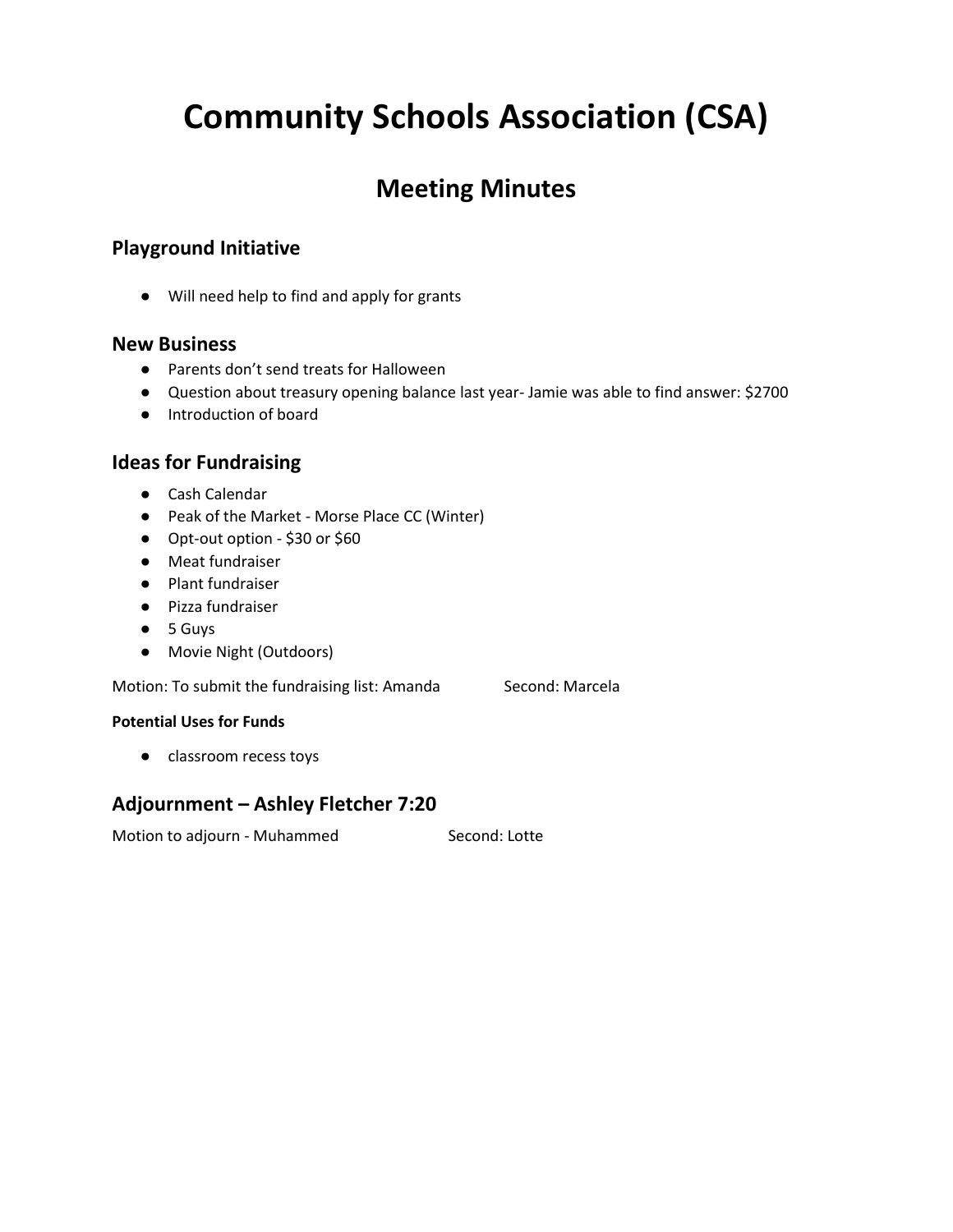# Community Schools Association (CSA)

## Meeting Minutes

### Playground Initiative

- Will need help to find and apply for grants

### New Business

- Parents don't send treats for Halloween
- Question about treasury opening balance last year- Jamie was able to find answer: $2700
- Introduction of board

### Ideas for Fundraising

- Cash Calendar
- Peak of the Market - Morse Place CC (Winter)
- Opt-out option - $30 or $60
- Meat fundraiser
- Plant fundraiser
- Pizza fundraiser
- 5 Guys
- Movie Night (Outdoors)

Motion: To submit the fundraising list: Amanda Second: Marcela

#### Potential Uses for Funds

- classroom recess toys

### Adjournment – Ashley Fletcher 7:20

Motion to adjourn - Muhammed Second: Lotte